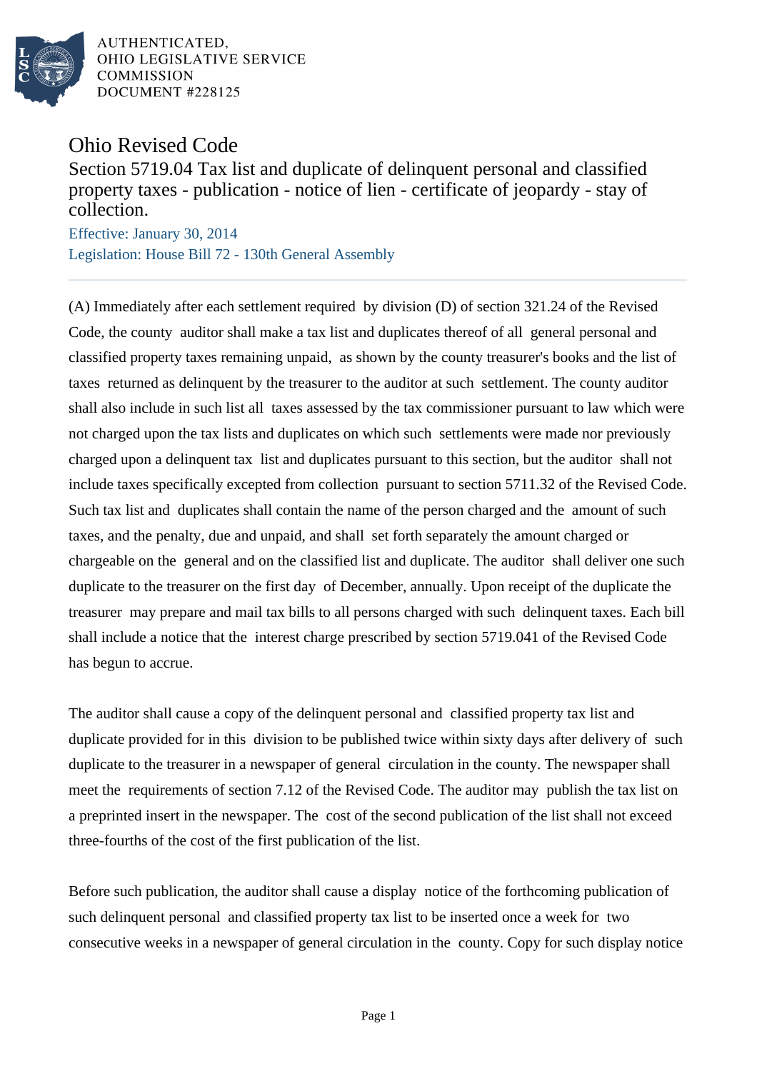AUTHENTICATED,
OHIO LEGISLATIVE SERVICE
COMMISSION
DOCUMENT #228125

# Ohio Revised Code

## Section 5719.04 Tax list and duplicate of delinquent personal and classified property taxes - publication - notice of lien - certificate of jeopardy - stay of collection.

Effective: January 30, 2014

Legislation: House Bill 72 - 130th General Assembly

(A) Immediately after each settlement required by division (D) of section 321.24 of the Revised Code, the county auditor shall make a tax list and duplicates thereof of all general personal and classified property taxes remaining unpaid, as shown by the county treasurer's books and the list of taxes returned as delinquent by the treasurer to the auditor at such settlement. The county auditor shall also include in such list all taxes assessed by the tax commissioner pursuant to law which were not charged upon the tax lists and duplicates on which such settlements were made nor previously charged upon a delinquent tax list and duplicates pursuant to this section, but the auditor shall not include taxes specifically excepted from collection pursuant to section 5711.32 of the Revised Code. Such tax list and duplicates shall contain the name of the person charged and the amount of such taxes, and the penalty, due and unpaid, and shall set forth separately the amount charged or chargeable on the general and on the classified list and duplicate. The auditor shall deliver one such duplicate to the treasurer on the first day of December, annually. Upon receipt of the duplicate the treasurer may prepare and mail tax bills to all persons charged with such delinquent taxes. Each bill shall include a notice that the interest charge prescribed by section 5719.041 of the Revised Code has begun to accrue.

The auditor shall cause a copy of the delinquent personal and classified property tax list and duplicate provided for in this division to be published twice within sixty days after delivery of such duplicate to the treasurer in a newspaper of general circulation in the county. The newspaper shall meet the requirements of section 7.12 of the Revised Code. The auditor may publish the tax list on a preprinted insert in the newspaper. The cost of the second publication of the list shall not exceed three-fourths of the cost of the first publication of the list.

Before such publication, the auditor shall cause a display notice of the forthcoming publication of such delinquent personal and classified property tax list to be inserted once a week for two consecutive weeks in a newspaper of general circulation in the county. Copy for such display notice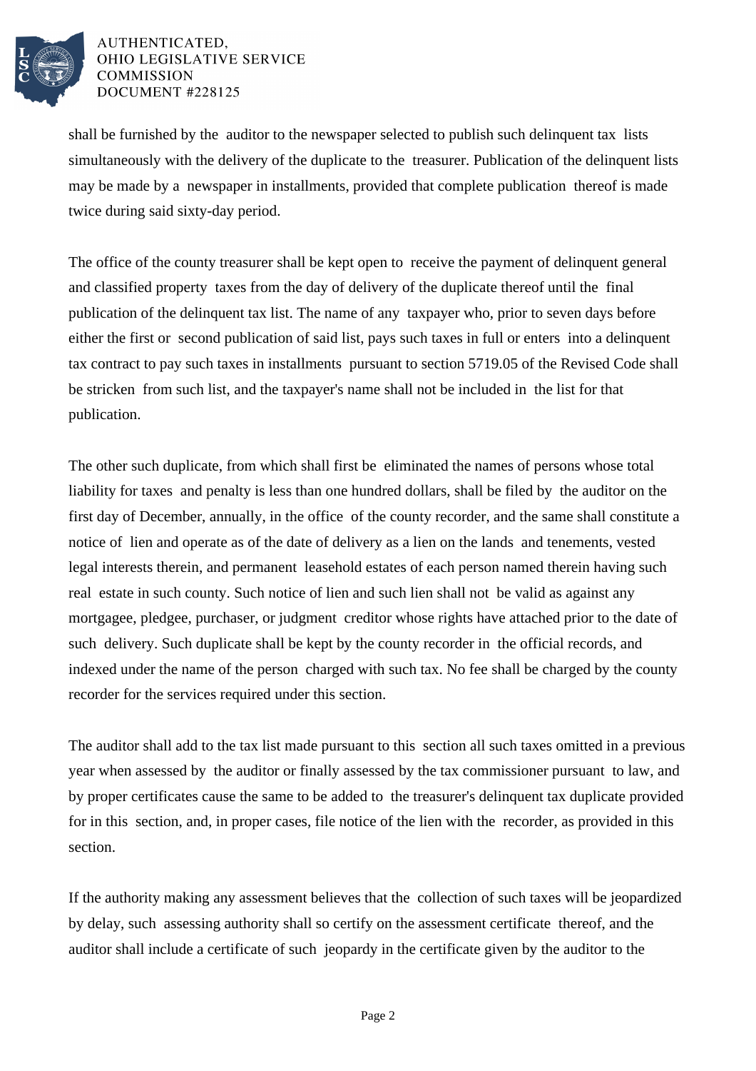shall be furnished by the auditor to the newspaper selected to publish such delinquent tax lists simultaneously with the delivery of the duplicate to the treasurer. Publication of the delinquent lists may be made by a newspaper in installments, provided that complete publication thereof is made twice during said sixty-day period.

The office of the county treasurer shall be kept open to receive the payment of delinquent general and classified property taxes from the day of delivery of the duplicate thereof until the final publication of the delinquent tax list. The name of any taxpayer who, prior to seven days before either the first or second publication of said list, pays such taxes in full or enters into a delinquent tax contract to pay such taxes in installments pursuant to section 5719.05 of the Revised Code shall be stricken from such list, and the taxpayer's name shall not be included in the list for that publication.

The other such duplicate, from which shall first be eliminated the names of persons whose total liability for taxes and penalty is less than one hundred dollars, shall be filed by the auditor on the first day of December, annually, in the office of the county recorder, and the same shall constitute a notice of lien and operate as of the date of delivery as a lien on the lands and tenements, vested legal interests therein, and permanent leasehold estates of each person named therein having such real estate in such county. Such notice of lien and such lien shall not be valid as against any mortgagee, pledgee, purchaser, or judgment creditor whose rights have attached prior to the date of such delivery. Such duplicate shall be kept by the county recorder in the official records, and indexed under the name of the person charged with such tax. No fee shall be charged by the county recorder for the services required under this section.

The auditor shall add to the tax list made pursuant to this section all such taxes omitted in a previous year when assessed by the auditor or finally assessed by the tax commissioner pursuant to law, and by proper certificates cause the same to be added to the treasurer's delinquent tax duplicate provided for in this section, and, in proper cases, file notice of the lien with the recorder, as provided in this section.

If the authority making any assessment believes that the collection of such taxes will be jeopardized by delay, such assessing authority shall so certify on the assessment certificate thereof, and the auditor shall include a certificate of such jeopardy in the certificate given by the auditor to the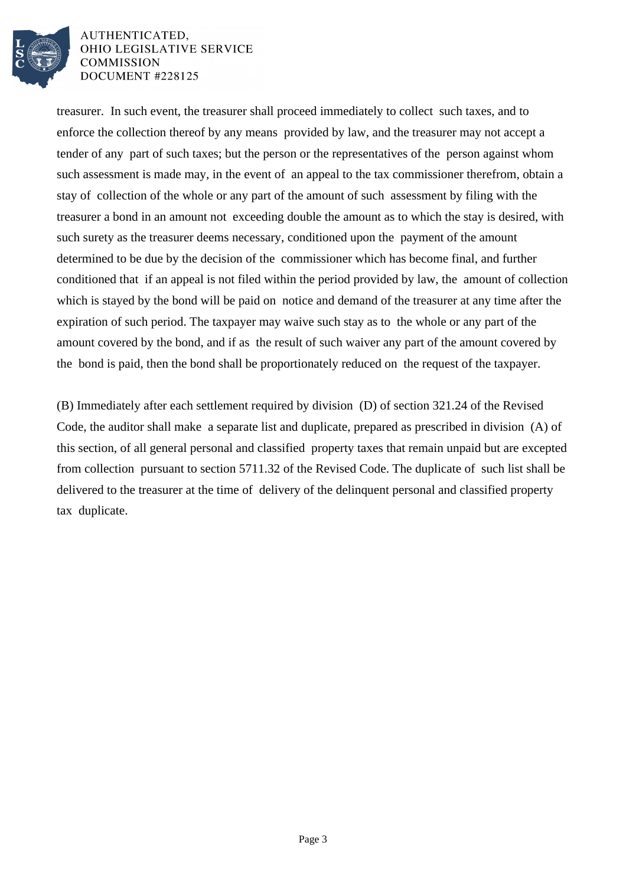treasurer. In such event, the treasurer shall proceed immediately to collect such taxes, and to enforce the collection thereof by any means provided by law, and the treasurer may not accept a tender of any part of such taxes; but the person or the representatives of the person against whom such assessment is made may, in the event of an appeal to the tax commissioner therefrom, obtain a stay of collection of the whole or any part of the amount of such assessment by filing with the treasurer a bond in an amount not exceeding double the amount as to which the stay is desired, with such surety as the treasurer deems necessary, conditioned upon the payment of the amount determined to be due by the decision of the commissioner which has become final, and further conditioned that if an appeal is not filed within the period provided by law, the amount of collection which is stayed by the bond will be paid on notice and demand of the treasurer at any time after the expiration of such period. The taxpayer may waive such stay as to the whole or any part of the amount covered by the bond, and if as the result of such waiver any part of the amount covered by the bond is paid, then the bond shall be proportionately reduced on the request of the taxpayer.

(B) Immediately after each settlement required by division (D) of section 321.24 of the Revised Code, the auditor shall make a separate list and duplicate, prepared as prescribed in division (A) of this section, of all general personal and classified property taxes that remain unpaid but are excepted from collection pursuant to section 5711.32 of the Revised Code. The duplicate of such list shall be delivered to the treasurer at the time of delivery of the delinquent personal and classified property tax duplicate.